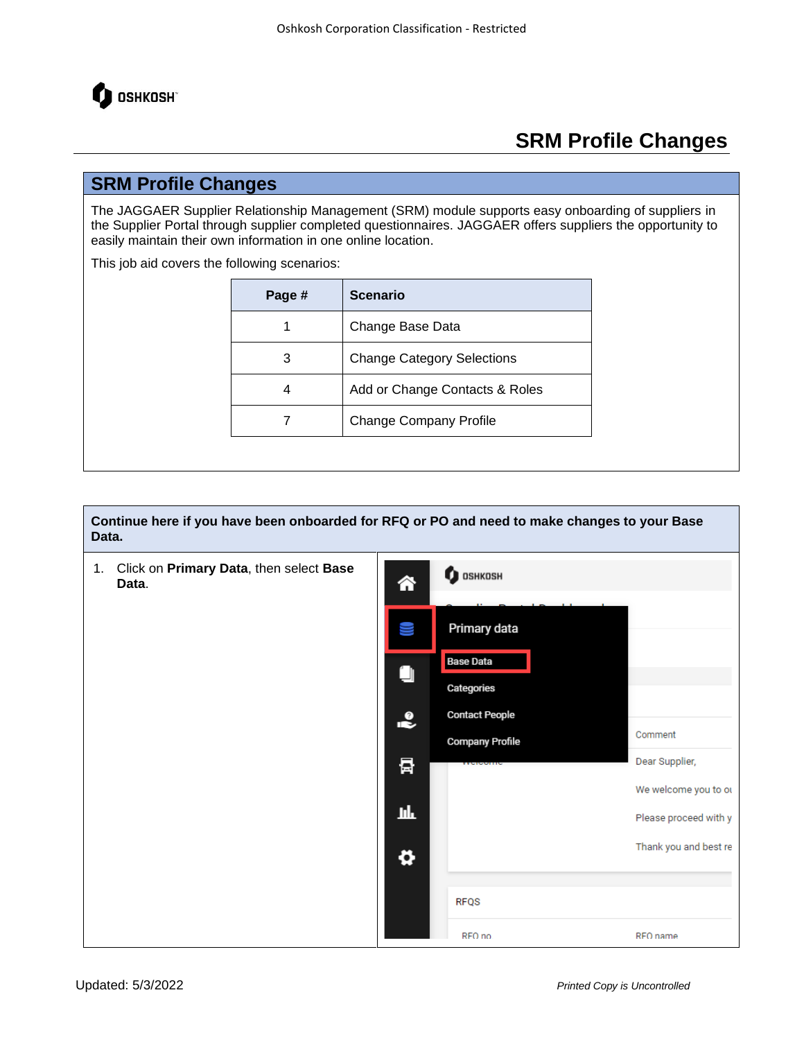# SRM Profile Changes

## SRM Profile Changes

The JAGGAER Supplier Relationship Management (SRM) module supports easy onboarding of suppliers in the Supplier Portal through supplier completed questionnaires. JAGGAER offers suppliers the opportunity to easily maintain their own information in one online location.

This job aid covers the following scenarios:

| Page # | Scenario |
|---|---|
| 1 | Change Base Data |
| 3 | Change Category Selections |
| 4 | Add or Change Contacts & Roles |
| 7 | Change Company Profile |

**Continue here if you have been onboarded for RFQ or PO and need to make changes to your Base Data.**

1. Click on **Primary Data**, then select **Base Data**.

Updated: 5/3/2022

*Printed Copy is Uncontrolled*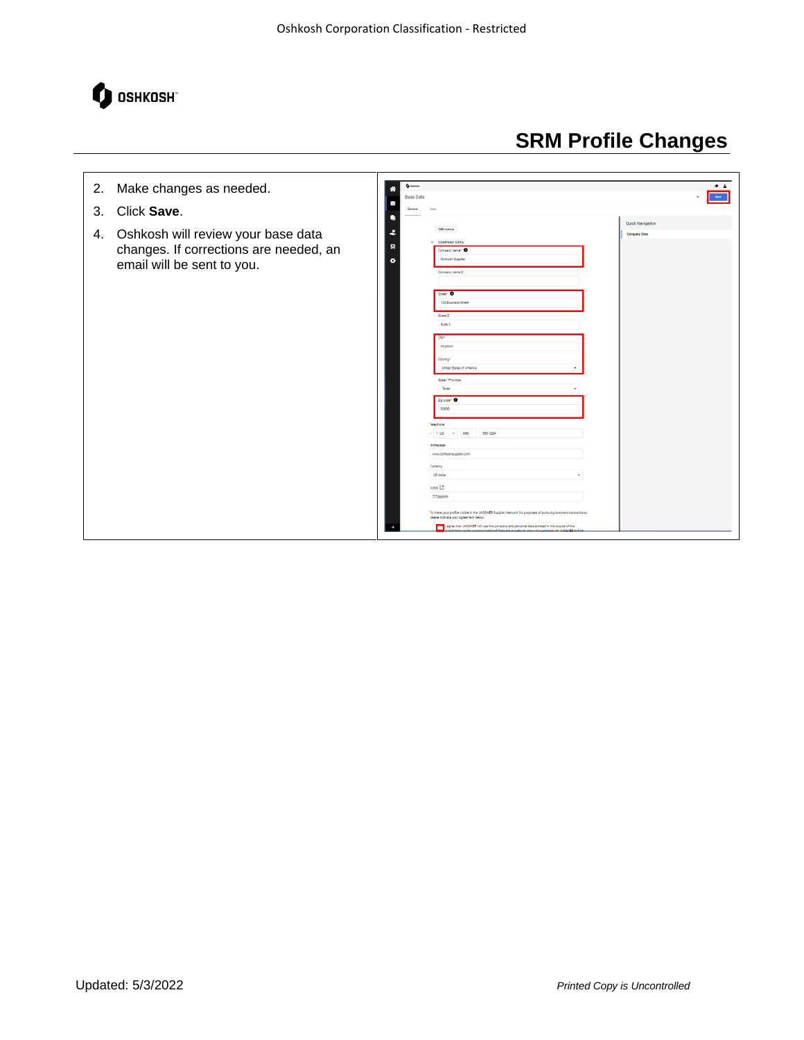# SRM Profile Changes

2. Make changes as needed.
3. Click **Save**.
4. Oshkosh will review your base data changes. If corrections are needed, an email will be sent to you.

Updated: 5/3/2022

*Printed Copy is Uncontrolled*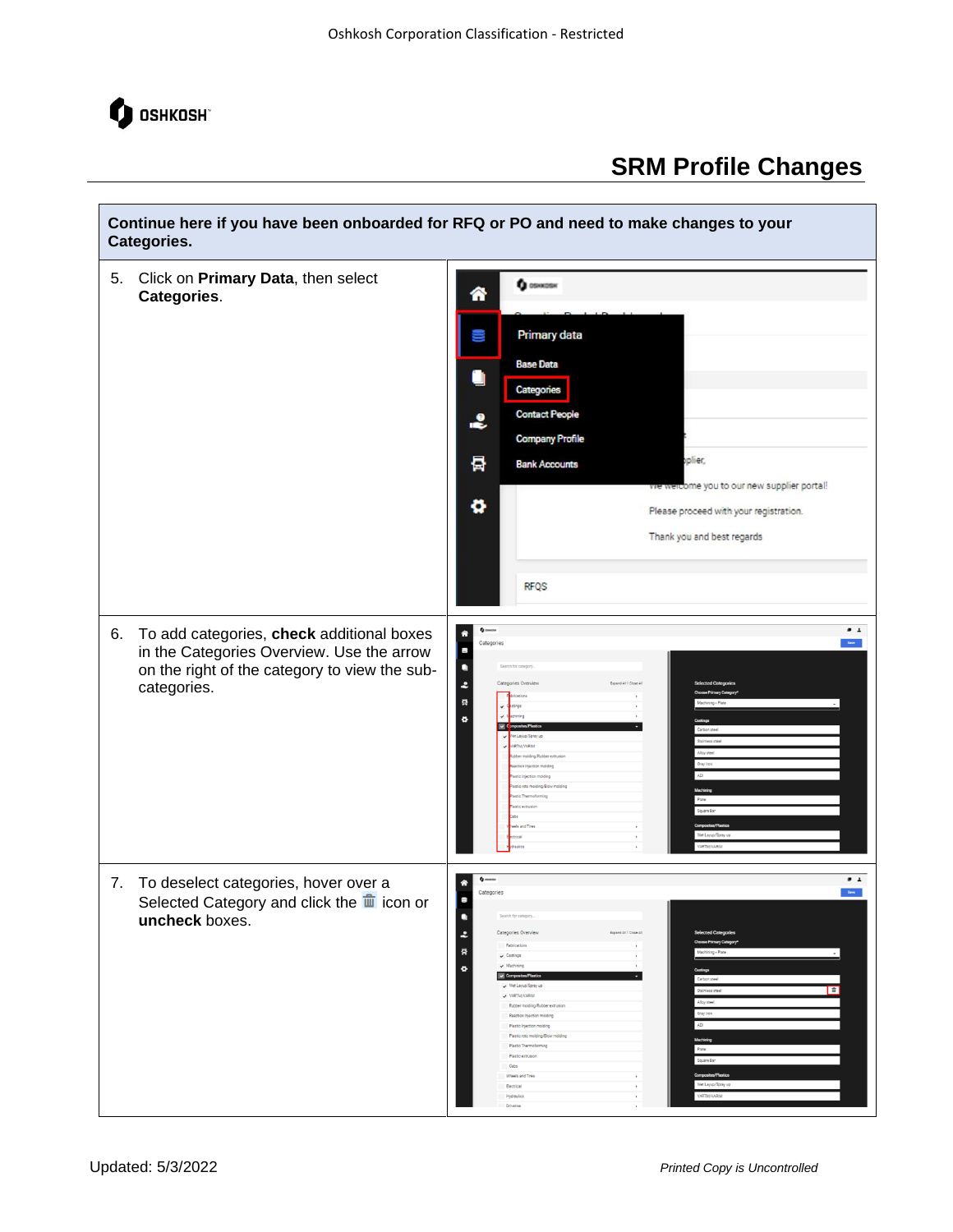# SRM Profile Changes

| Continue here if you have been onboarded for RFQ or PO and need to make changes to your Categories. | |
|---|---|
| 5. Click on **Primary Data**, then select **Categories**. | |
| 6. To add categories, **check** additional boxes in the Categories Overview. Use the arrow on the right of the category to view the sub-categories. | |
| 7. To deselect categories, hover over a Selected Category and click the 🗑 icon or **uncheck** boxes. | |

Updated: 5/3/2022

*Printed Copy is Uncontrolled*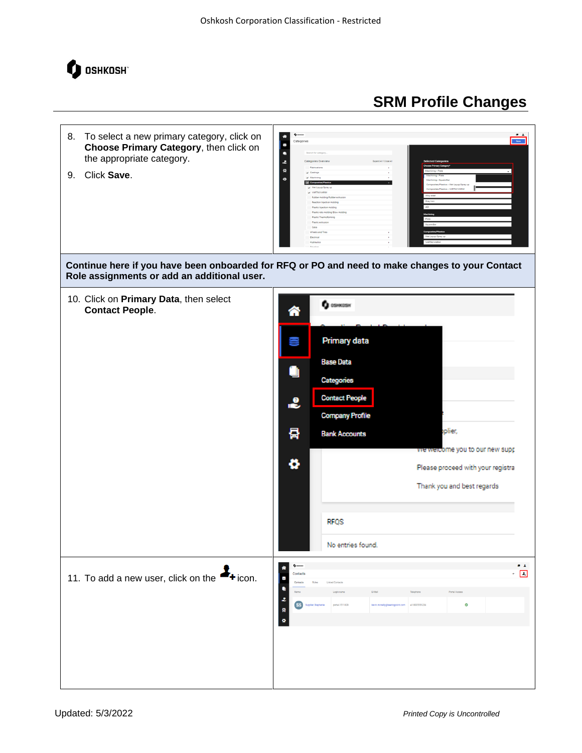# SRM Profile Changes

8. To select a new primary category, click on **Choose Primary Category**, then click on the appropriate category.
9. Click **Save**.

**Continue here if you have been onboarded for RFQ or PO and need to make changes to your Contact Role assignments or add an additional user.**

10. Click on **Primary Data**, then select **Contact People**.

11. To add a new user, click on the icon.

Updated: 5/3/2022

*Printed Copy is Uncontrolled*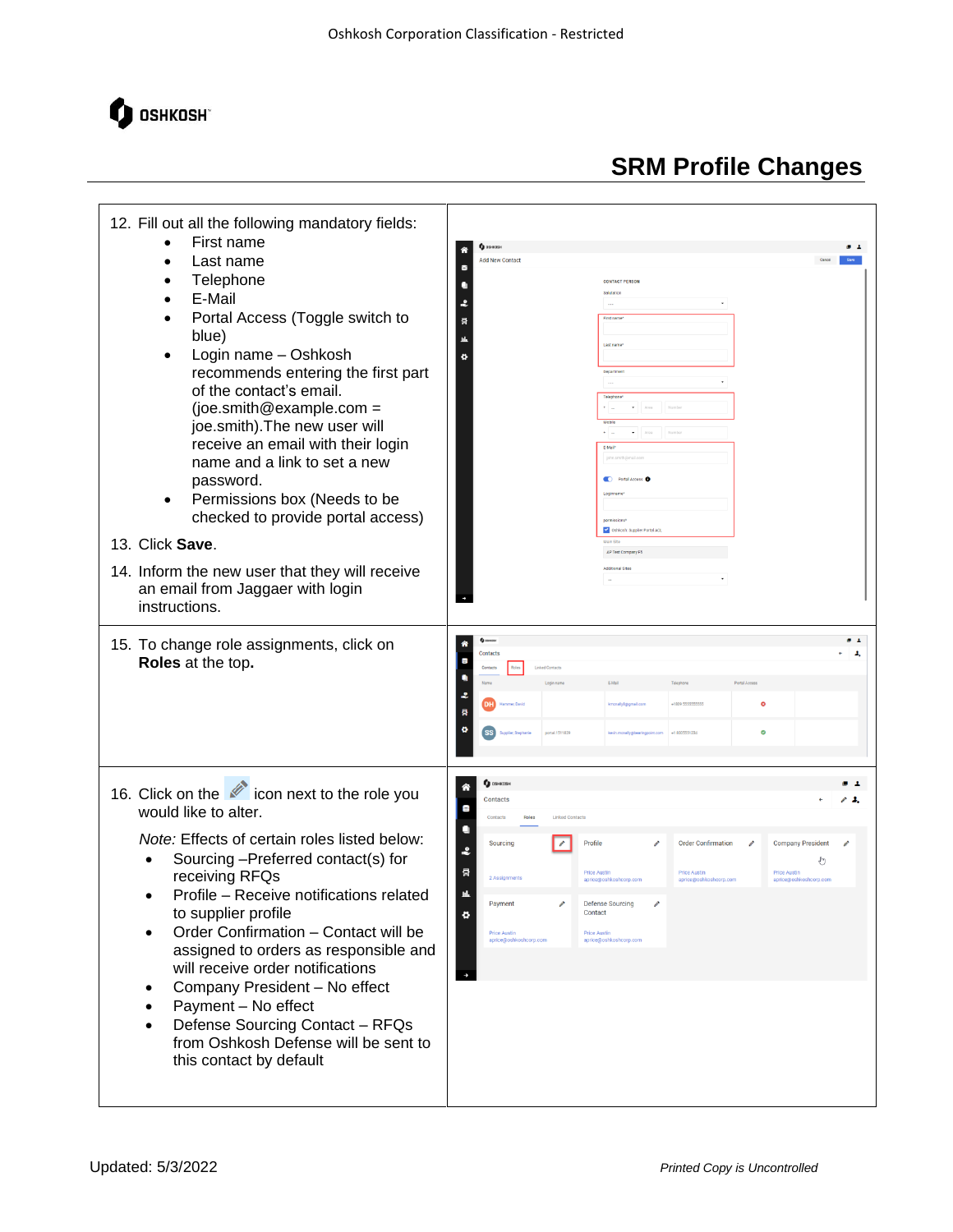# SRM Profile Changes

12. Fill out all the following mandatory fields:
    - First name
    - Last name
    - Telephone
    - E-Mail
    - Portal Access (Toggle switch to blue)
    - Login name – Oshkosh recommends entering the first part of the contact's email. (joe.smith@example.com = joe.smith).The new user will receive an email with their login name and a link to set a new password.
    - Permissions box (Needs to be checked to provide portal access)

13. Click **Save**.

14. Inform the new user that they will receive an email from Jaggaer with login instructions.

15. To change role assignments, click on **Roles** at the top**.**

16. Click on the icon next to the role you would like to alter.

    *Note:* Effects of certain roles listed below:
    - Sourcing –Preferred contact(s) for receiving RFQs
    - Profile – Receive notifications related to supplier profile
    - Order Confirmation – Contact will be assigned to orders as responsible and will receive order notifications
    - Company President – No effect
    - Payment – No effect
    - Defense Sourcing Contact – RFQs from Oshkosh Defense will be sent to this contact by default

Updated: 5/3/2022

*Printed Copy is Uncontrolled*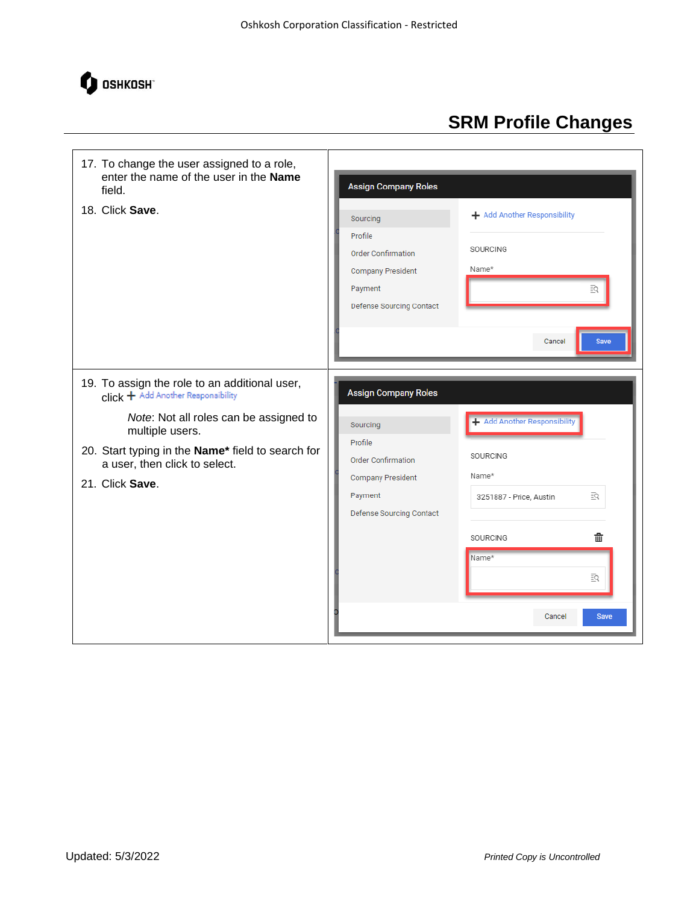# SRM Profile Changes

17. To change the user assigned to a role, enter the name of the user in the **Name** field.
18. Click **Save**.

19. To assign the role to an additional user, click + Add Another Responsibility

    *Note*: Not all roles can be assigned to multiple users.

20. Start typing in the **Name*** field to search for a user, then click to select.
21. Click **Save**.

Updated: 5/3/2022

*Printed Copy is Uncontrolled*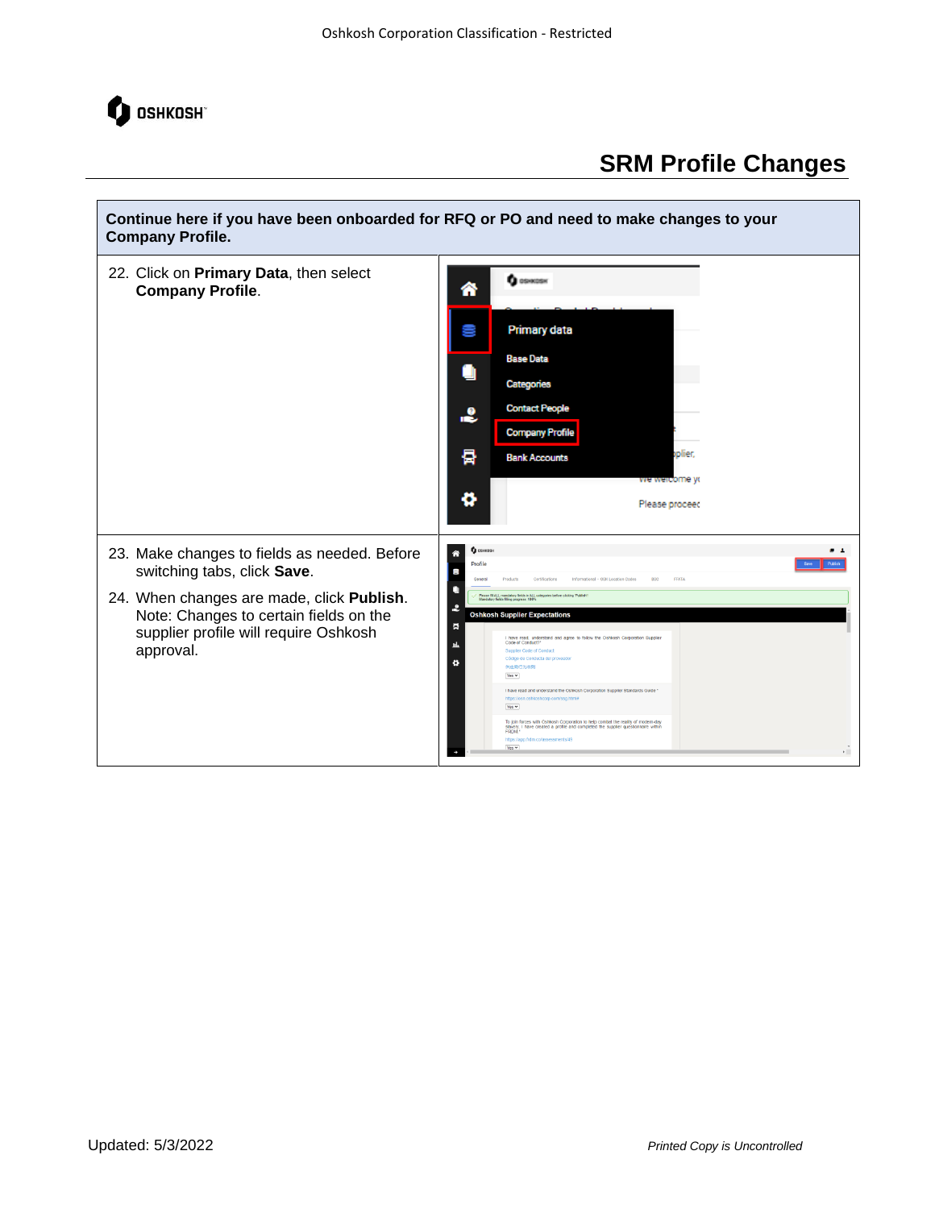# SRM Profile Changes

| Continue here if you have been onboarded for RFQ or PO and need to make changes to your Company Profile. | |
|---|---|
| 22. Click on **Primary Data**, then select **Company Profile**. | |
| 23. Make changes to fields as needed. Before switching tabs, click **Save**.<br>24. When changes are made, click **Publish**. Note: Changes to certain fields on the supplier profile will require Oshkosh approval. | |

Updated: 5/3/2022

*Printed Copy is Uncontrolled*